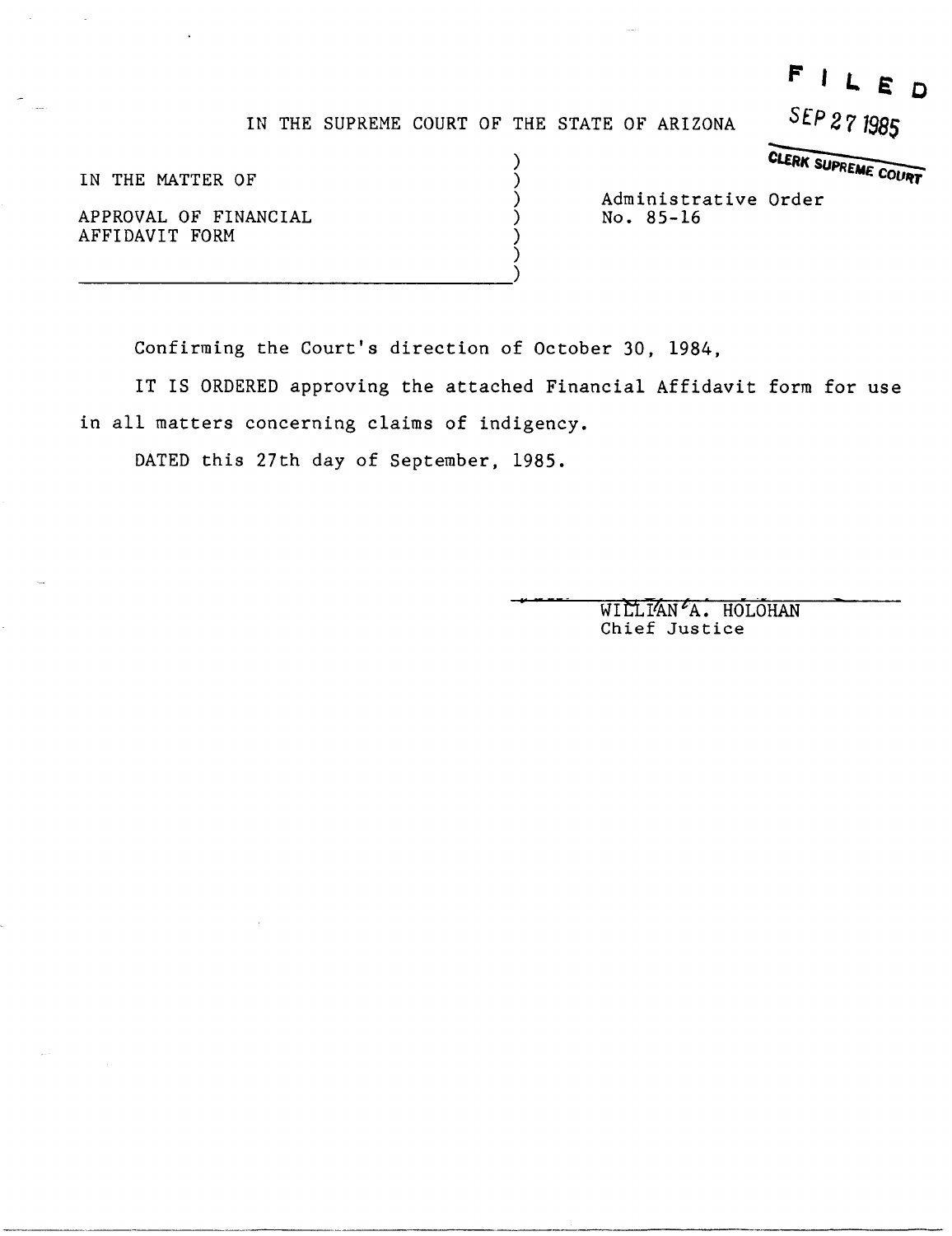FILED
SEP 27 1985
CLERK SUPREME COURT

IN THE SUPREME COURT OF THE STATE OF ARIZONA

| | |
|---|---|
| IN THE MATTER OF<br><br>APPROVAL OF FINANCIAL AFFIDAVIT FORM | Administrative Order No. 85-16 |

Confirming the Court's direction of October 30, 1984,

IT IS ORDERED approving the attached Financial Affidavit form for use in all matters concerning claims of indigency.

DATED this 27th day of September, 1985.

WILLIAM A. HOLOHAN
Chief Justice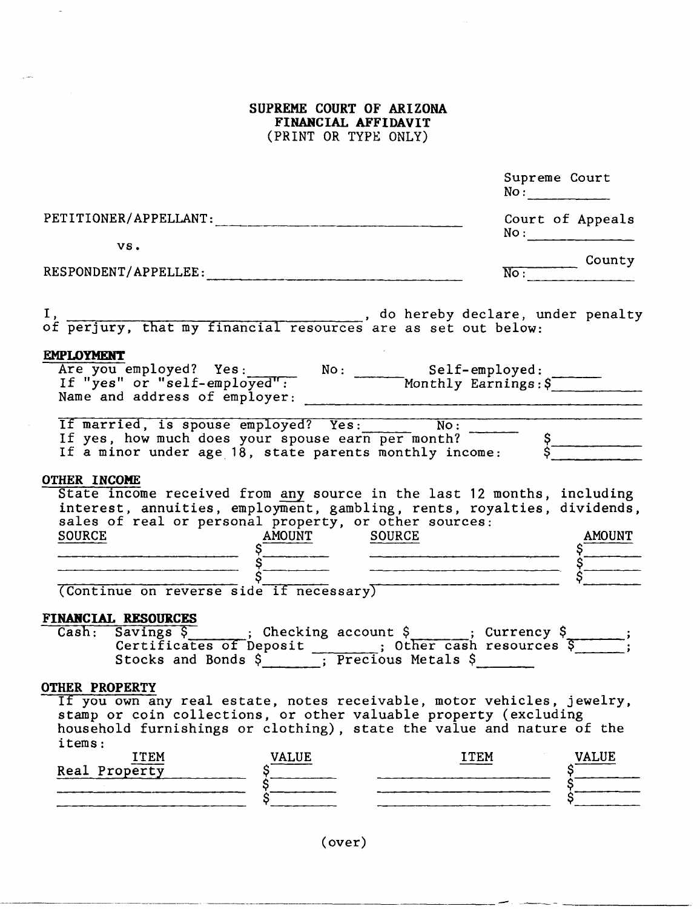# SUPREME COURT OF ARIZONA
## FINANCIAL AFFIDAVIT
(PRINT OR TYPE ONLY)

Supreme Court No: \_\_\_\_\_\_\_\_\_\_

Court of Appeals No: \_\_\_\_\_\_\_\_\_\_

\_\_\_\_\_\_\_\_\_ County No: \_\_\_\_\_\_\_\_\_\_

PETITIONER/APPELLANT: \_\_\_\_\_\_\_\_\_\_\_\_\_\_\_\_\_\_\_\_\_\_\_\_\_\_\_\_\_\_

vs.

RESPONDENT/APPELLEE: \_\_\_\_\_\_\_\_\_\_\_\_\_\_\_\_\_\_\_\_\_\_\_\_\_\_\_\_\_\_

I, \_\_\_\_\_\_\_\_\_\_\_\_\_\_\_\_\_\_\_\_\_\_\_\_\_\_\_\_\_\_, do hereby declare, under penalty of perjury, that my financial resources are as set out below:

**EMPLOYMENT**

Are you employed? Yes: \_\_\_\_\_\_ No: \_\_\_\_\_\_ Self-employed: \_\_\_\_\_\_

If "yes" or "self-employed": Monthly Earnings: $\_\_\_\_\_\_\_\_\_\_

Name and address of employer: \_\_\_\_\_\_\_\_\_\_\_\_\_\_\_\_\_\_\_\_\_\_\_\_\_\_\_\_\_\_\_\_\_\_\_\_\_\_\_\_

If married, is spouse employed? Yes: \_\_\_\_\_\_ No: \_\_\_\_\_\_

If yes, how much does your spouse earn per month? $\_\_\_\_\_\_\_\_\_\_

If a minor under age 18, state parents monthly income: $\_\_\_\_\_\_\_\_\_\_

**OTHER INCOME**

State income received from any source in the last 12 months, including interest, annuities, employment, gambling, rents, royalties, dividends, sales of real or personal property, or other sources:

| SOURCE | AMOUNT | SOURCE | AMOUNT |
|---|---|---|---|
| | $ | | $ |
| | $ | | $ |
| | $ | | $ |

(Continue on reverse side if necessary)

**FINANCIAL RESOURCES**

Cash: Savings $\_\_\_\_\_\_\_; Checking account $\_\_\_\_\_\_\_; Currency $\_\_\_\_\_\_\_;
Certificates of Deposit \_\_\_\_\_\_\_\_; Other cash resources $\_\_\_\_\_\_\_;
Stocks and Bonds $\_\_\_\_\_\_\_; Precious Metals $\_\_\_\_\_\_\_

**OTHER PROPERTY**

If you own any real estate, notes receivable, motor vehicles, jewelry, stamp or coin collections, or other valuable property (excluding household furnishings or clothing), state the value and nature of the items:

| ITEM | VALUE | ITEM | VALUE |
|---|---|---|---|
| Real Property | $ | | $ |
| | $ | | $ |
| | $ | | $ |

(over)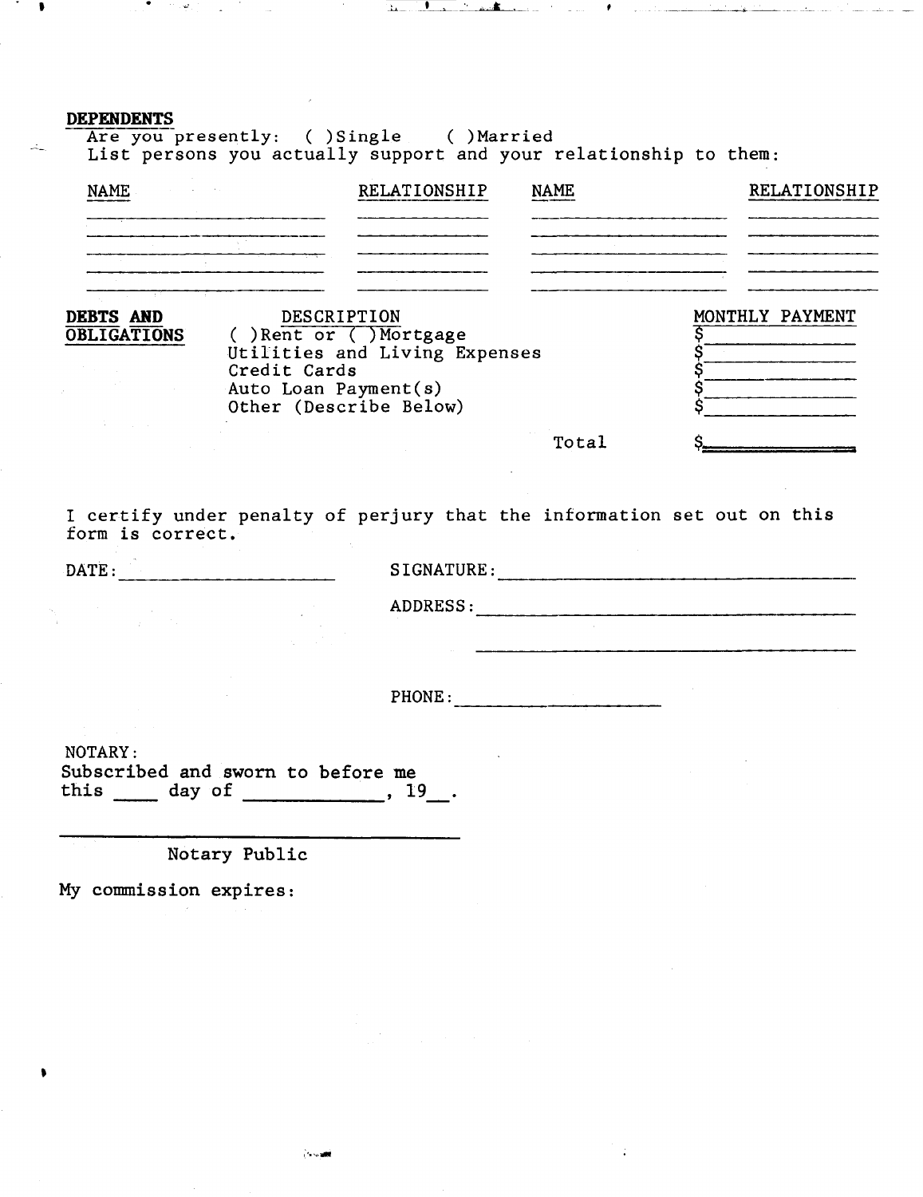**DEPENDENTS**

Are you presently: ( )Single ( )Married

List persons you actually support and your relationship to them:

| NAME | RELATIONSHIP | NAME | RELATIONSHIP |
|---|---|---|---|
| ____________________ | ____________ | ____________________ | ____________ |
| ____________________ | ____________ | ____________________ | ____________ |
| ____________________ | ____________ | ____________________ | ____________ |
| ____________________ | ____________ | ____________________ | ____________ |
| ____________________ | ____________ | ____________________ | ____________ |

| **DEBTS AND OBLIGATIONS** | DESCRIPTION | MONTHLY PAYMENT |
|---|---|---|
| | ( )Rent or ( )Mortgage | $____________ |
| | Utilities and Living Expenses | $____________ |
| | Credit Cards | $____________ |
| | Auto Loan Payment(s) | $____________ |
| | Other (Describe Below) | $____________ |
| | Total | $____________ |

I certify under penalty of perjury that the information set out on this form is correct.

DATE:____________________ SIGNATURE:______________________________

ADDRESS:______________________________

______________________________

PHONE:____________________

NOTARY:
Subscribed and sworn to before me this ____ day of ____________, 19__.

______________________________
Notary Public

My commission expires: